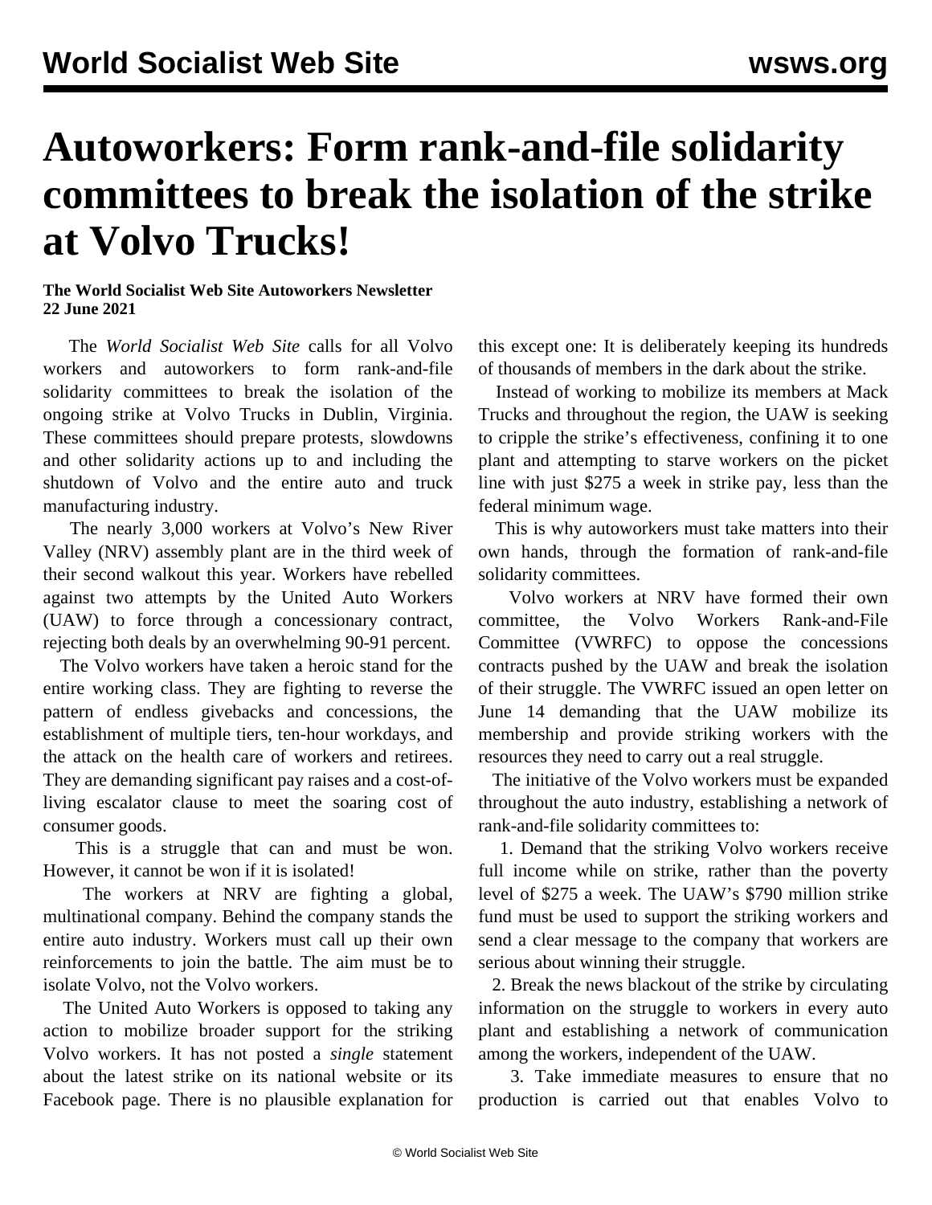# Autoworkers: Form rank-and-file solidarity committees to break the isolation of the strike at Volvo Trucks!

**The World Socialist Web Site Autoworkers Newsletter**
**22 June 2021**

The *World Socialist Web Site* calls for all Volvo workers and autoworkers to form rank-and-file solidarity committees to break the isolation of the ongoing strike at Volvo Trucks in Dublin, Virginia. These committees should prepare protests, slowdowns and other solidarity actions up to and including the shutdown of Volvo and the entire auto and truck manufacturing industry.

The nearly 3,000 workers at Volvo's New River Valley (NRV) assembly plant are in the third week of their second walkout this year. Workers have rebelled against two attempts by the United Auto Workers (UAW) to force through a concessionary contract, rejecting both deals by an overwhelming 90-91 percent.

The Volvo workers have taken a heroic stand for the entire working class. They are fighting to reverse the pattern of endless givebacks and concessions, the establishment of multiple tiers, ten-hour workdays, and the attack on the health care of workers and retirees. They are demanding significant pay raises and a cost-of-living escalator clause to meet the soaring cost of consumer goods.

This is a struggle that can and must be won. However, it cannot be won if it is isolated!

The workers at NRV are fighting a global, multinational company. Behind the company stands the entire auto industry. Workers must call up their own reinforcements to join the battle. The aim must be to isolate Volvo, not the Volvo workers.

The United Auto Workers is opposed to taking any action to mobilize broader support for the striking Volvo workers. It has not posted a *single* statement about the latest strike on its national website or its Facebook page. There is no plausible explanation for this except one: It is deliberately keeping its hundreds of thousands of members in the dark about the strike.

Instead of working to mobilize its members at Mack Trucks and throughout the region, the UAW is seeking to cripple the strike's effectiveness, confining it to one plant and attempting to starve workers on the picket line with just $275 a week in strike pay, less than the federal minimum wage.

This is why autoworkers must take matters into their own hands, through the formation of rank-and-file solidarity committees.

Volvo workers at NRV have formed their own committee, the Volvo Workers Rank-and-File Committee (VWRFC) to oppose the concessions contracts pushed by the UAW and break the isolation of their struggle. The VWRFC issued an open letter on June 14 demanding that the UAW mobilize its membership and provide striking workers with the resources they need to carry out a real struggle.

The initiative of the Volvo workers must be expanded throughout the auto industry, establishing a network of rank-and-file solidarity committees to:

1. Demand that the striking Volvo workers receive full income while on strike, rather than the poverty level of $275 a week. The UAW's $790 million strike fund must be used to support the striking workers and send a clear message to the company that workers are serious about winning their struggle.

2. Break the news blackout of the strike by circulating information on the struggle to workers in every auto plant and establishing a network of communication among the workers, independent of the UAW.

3. Take immediate measures to ensure that no production is carried out that enables Volvo to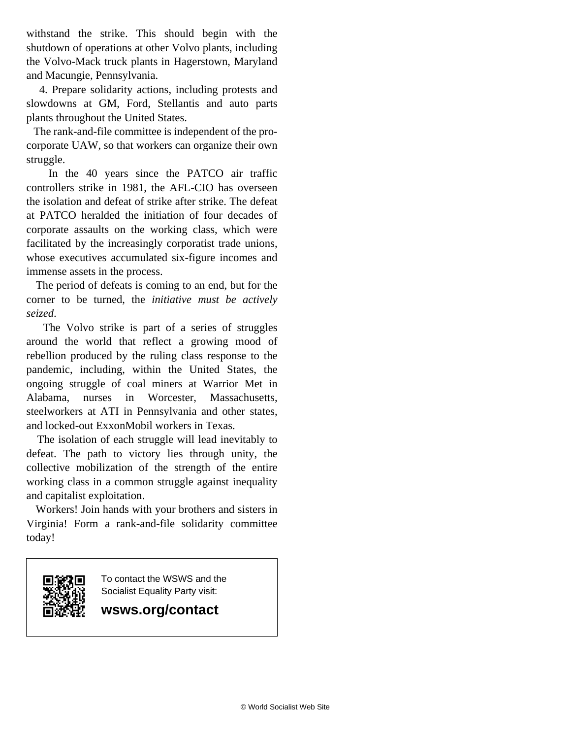withstand the strike. This should begin with the shutdown of operations at other Volvo plants, including the Volvo-Mack truck plants in Hagerstown, Maryland and Macungie, Pennsylvania.

4. Prepare solidarity actions, including protests and slowdowns at GM, Ford, Stellantis and auto parts plants throughout the United States.

The rank-and-file committee is independent of the pro-corporate UAW, so that workers can organize their own struggle.

In the 40 years since the PATCO air traffic controllers strike in 1981, the AFL-CIO has overseen the isolation and defeat of strike after strike. The defeat at PATCO heralded the initiation of four decades of corporate assaults on the working class, which were facilitated by the increasingly corporatist trade unions, whose executives accumulated six-figure incomes and immense assets in the process.

The period of defeats is coming to an end, but for the corner to be turned, the *initiative must be actively seized*.

The Volvo strike is part of a series of struggles around the world that reflect a growing mood of rebellion produced by the ruling class response to the pandemic, including, within the United States, the ongoing struggle of coal miners at Warrior Met in Alabama, nurses in Worcester, Massachusetts, steelworkers at ATI in Pennsylvania and other states, and locked-out ExxonMobil workers in Texas.

The isolation of each struggle will lead inevitably to defeat. The path to victory lies through unity, the collective mobilization of the strength of the entire working class in a common struggle against inequality and capitalist exploitation.

Workers! Join hands with your brothers and sisters in Virginia! Form a rank-and-file solidarity committee today!

To contact the WSWS and the Socialist Equality Party visit:

**wsws.org/contact**